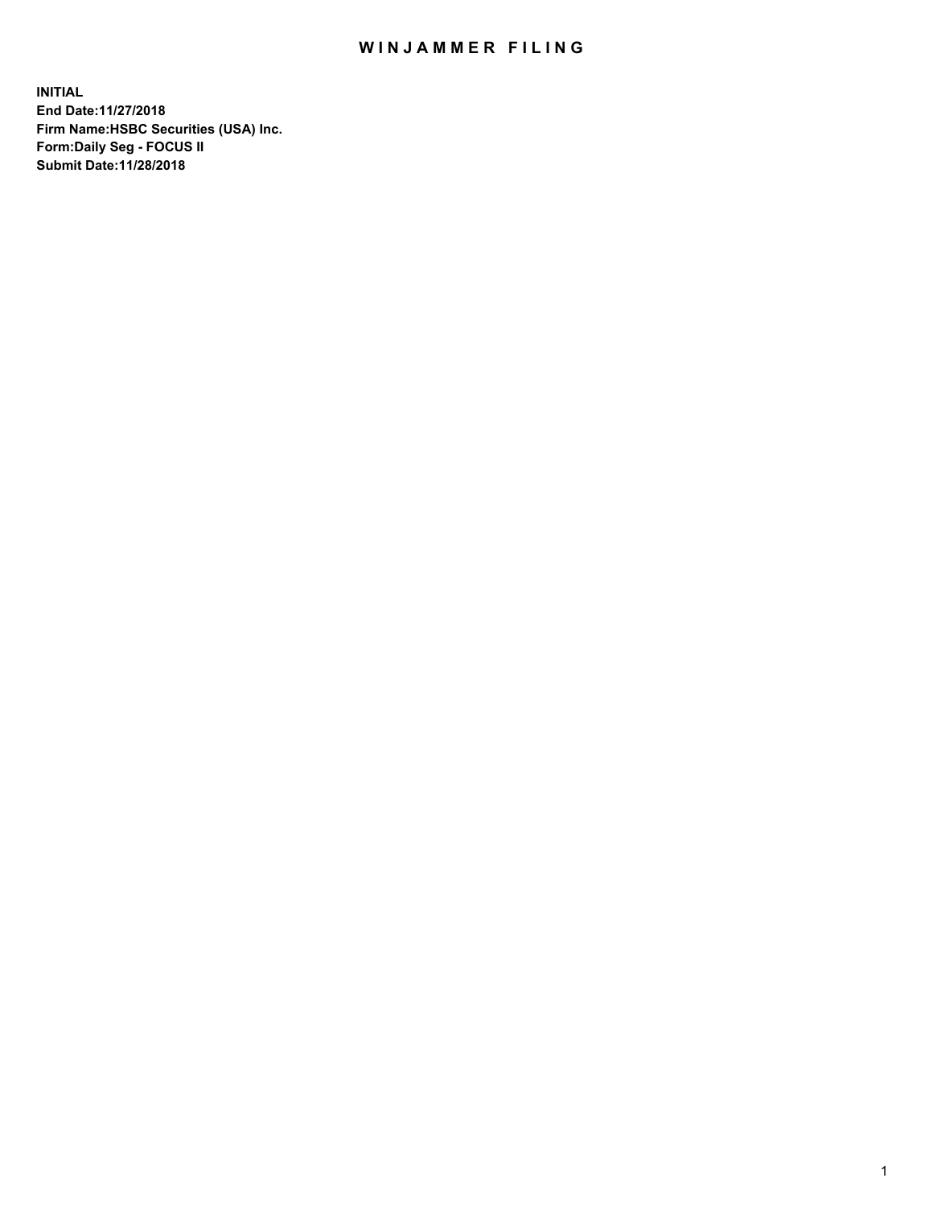# WINJAMMER FILING

**INITIAL**
**End Date:11/27/2018**
**Firm Name:HSBC Securities (USA) Inc.**
**Form:Daily Seg - FOCUS II**
**Submit Date:11/28/2018**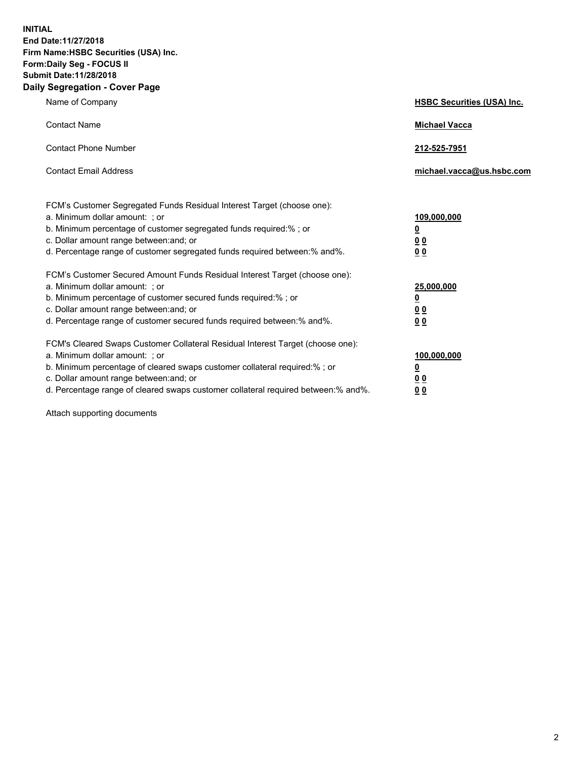**INITIAL**
**End Date:11/27/2018**
**Firm Name:HSBC Securities (USA) Inc.**
**Form:Daily Seg - FOCUS II**
**Submit Date:11/28/2018**

## Daily Segregation - Cover Page

| | |
|---|---|
| Name of Company | **HSBC Securities (USA) Inc.** |
| Contact Name | **Michael Vacca** |
| Contact Phone Number | **212-525-7951** |
| Contact Email Address | **michael.vacca@us.hsbc.com** |

| | |
|---|---|
| FCM's Customer Segregated Funds Residual Interest Target (choose one): | |
| a. Minimum dollar amount: ; or | **109,000,000** |
| b. Minimum percentage of customer segregated funds required:% ; or | **0** |
| c. Dollar amount range between:and; or | **0 0** |
| d. Percentage range of customer segregated funds required between:% and%. | **0 0** |
| FCM's Customer Secured Amount Funds Residual Interest Target (choose one): | |
| a. Minimum dollar amount: ; or | **25,000,000** |
| b. Minimum percentage of customer secured funds required:% ; or | **0** |
| c. Dollar amount range between:and; or | **0 0** |
| d. Percentage range of customer secured funds required between:% and%. | **0 0** |
| FCM's Cleared Swaps Customer Collateral Residual Interest Target (choose one): | |
| a. Minimum dollar amount: ; or | **100,000,000** |
| b. Minimum percentage of cleared swaps customer collateral required:% ; or | **0** |
| c. Dollar amount range between:and; or | **0 0** |
| d. Percentage range of cleared swaps customer collateral required between:% and%. | **0 0** |

Attach supporting documents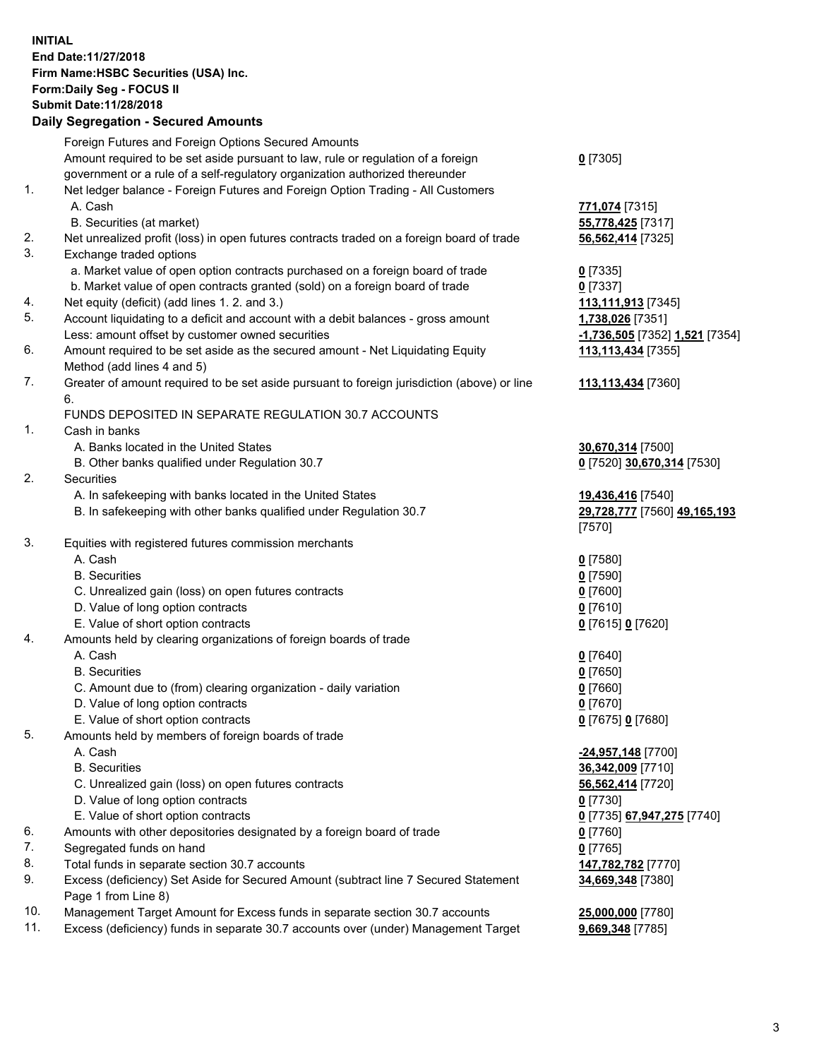**INITIAL**
**End Date:11/27/2018**
**Firm Name:HSBC Securities (USA) Inc.**
**Form:Daily Seg - FOCUS II**
**Submit Date:11/28/2018**

## Daily Segregation - Secured Amounts

| | | |
|---|---|---|
| | Foreign Futures and Foreign Options Secured Amounts | |
| | Amount required to be set aside pursuant to law, rule or regulation of a foreign government or a rule of a self-regulatory organization authorized thereunder | **0** [7305] |
| 1. | Net ledger balance - Foreign Futures and Foreign Option Trading - All Customers | |
| | A. Cash | **771,074** [7315] |
| | B. Securities (at market) | **55,778,425** [7317] |
| 2. | Net unrealized profit (loss) in open futures contracts traded on a foreign board of trade | **56,562,414** [7325] |
| 3. | Exchange traded options | |
| | a. Market value of open option contracts purchased on a foreign board of trade | **0** [7335] |
| | b. Market value of open contracts granted (sold) on a foreign board of trade | **0** [7337] |
| 4. | Net equity (deficit) (add lines 1. 2. and 3.) | **113,111,913** [7345] |
| 5. | Account liquidating to a deficit and account with a debit balances - gross amount | **1,738,026** [7351] |
| | Less: amount offset by customer owned securities | **-1,736,505** [7352] **1,521** [7354] |
| 6. | Amount required to be set aside as the secured amount - Net Liquidating Equity Method (add lines 4 and 5) | **113,113,434** [7355] |
| 7. | Greater of amount required to be set aside pursuant to foreign jurisdiction (above) or line 6. | **113,113,434** [7360] |
| | FUNDS DEPOSITED IN SEPARATE REGULATION 30.7 ACCOUNTS | |
| 1. | Cash in banks | |
| | A. Banks located in the United States | **30,670,314** [7500] |
| | B. Other banks qualified under Regulation 30.7 | **0** [7520] **30,670,314** [7530] |
| 2. | Securities | |
| | A. In safekeeping with banks located in the United States | **19,436,416** [7540] |
| | B. In safekeeping with other banks qualified under Regulation 30.7 | **29,728,777** [7560] **49,165,193** [7570] |
| 3. | Equities with registered futures commission merchants | |
| | A. Cash | **0** [7580] |
| | B. Securities | **0** [7590] |
| | C. Unrealized gain (loss) on open futures contracts | **0** [7600] |
| | D. Value of long option contracts | **0** [7610] |
| | E. Value of short option contracts | **0** [7615] **0** [7620] |
| 4. | Amounts held by clearing organizations of foreign boards of trade | |
| | A. Cash | **0** [7640] |
| | B. Securities | **0** [7650] |
| | C. Amount due to (from) clearing organization - daily variation | **0** [7660] |
| | D. Value of long option contracts | **0** [7670] |
| | E. Value of short option contracts | **0** [7675] **0** [7680] |
| 5. | Amounts held by members of foreign boards of trade | |
| | A. Cash | **-24,957,148** [7700] |
| | B. Securities | **36,342,009** [7710] |
| | C. Unrealized gain (loss) on open futures contracts | **56,562,414** [7720] |
| | D. Value of long option contracts | **0** [7730] |
| | E. Value of short option contracts | **0** [7735] **67,947,275** [7740] |
| 6. | Amounts with other depositories designated by a foreign board of trade | **0** [7760] |
| 7. | Segregated funds on hand | **0** [7765] |
| 8. | Total funds in separate section 30.7 accounts | **147,782,782** [7770] |
| 9. | Excess (deficiency) Set Aside for Secured Amount (subtract line 7 Secured Statement Page 1 from Line 8) | **34,669,348** [7380] |
| 10. | Management Target Amount for Excess funds in separate section 30.7 accounts | **25,000,000** [7780] |
| 11. | Excess (deficiency) funds in separate 30.7 accounts over (under) Management Target | **9,669,348** [7785] |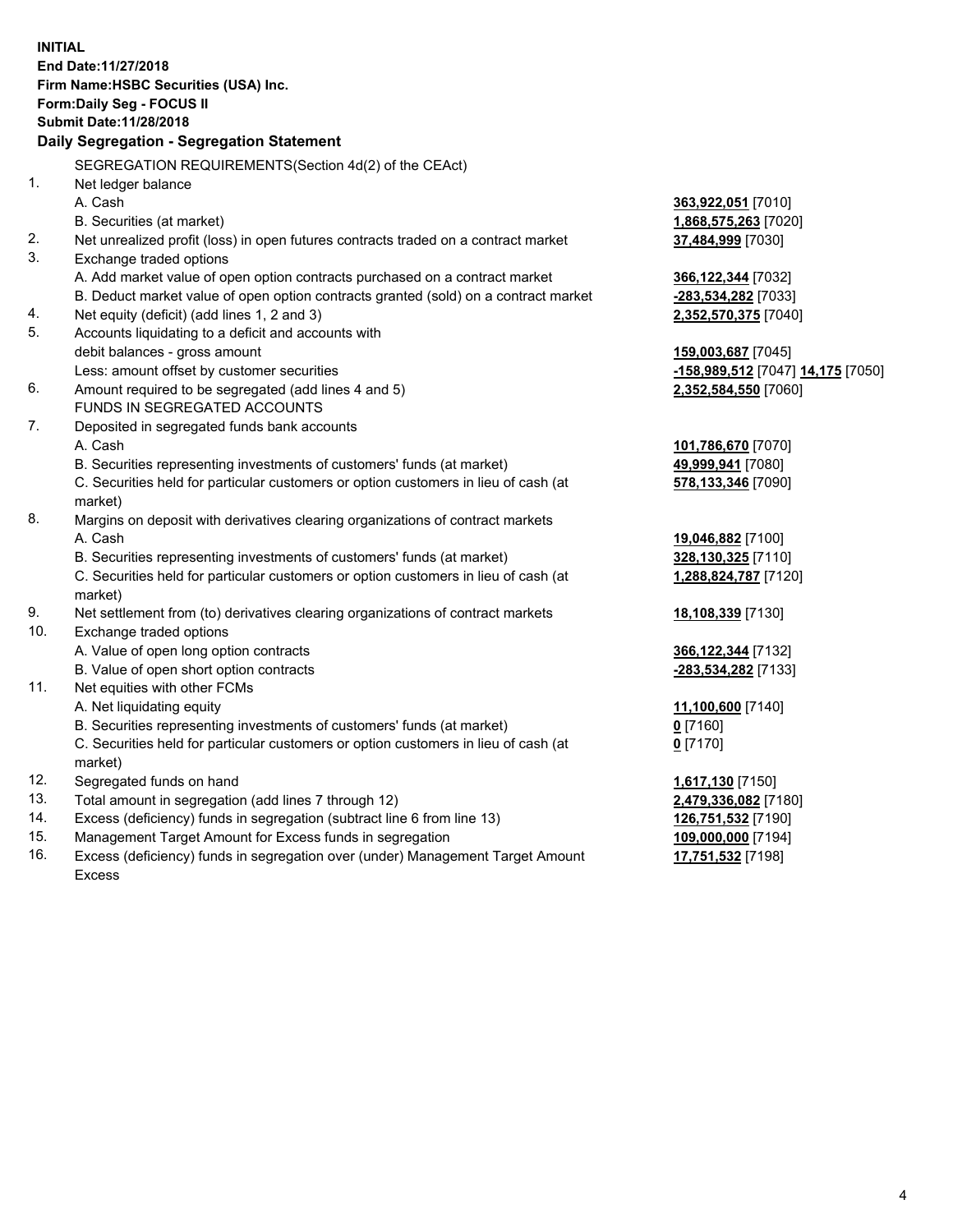**INITIAL**
**End Date:11/27/2018**
**Firm Name:HSBC Securities (USA) Inc.**
**Form:Daily Seg - FOCUS II**
**Submit Date:11/28/2018**

## Daily Segregation - Segregation Statement

| | | |
|---|---|---|
| | SEGREGATION REQUIREMENTS(Section 4d(2) of the CEAct) | |
| 1. | Net ledger balance | |
| | A. Cash | **363,922,051** [7010] |
| | B. Securities (at market) | **1,868,575,263** [7020] |
| 2. | Net unrealized profit (loss) in open futures contracts traded on a contract market | **37,484,999** [7030] |
| 3. | Exchange traded options | |
| | A. Add market value of open option contracts purchased on a contract market | **366,122,344** [7032] |
| | B. Deduct market value of open option contracts granted (sold) on a contract market | **-283,534,282** [7033] |
| 4. | Net equity (deficit) (add lines 1, 2 and 3) | **2,352,570,375** [7040] |
| 5. | Accounts liquidating to a deficit and accounts with debit balances - gross amount | **159,003,687** [7045] |
| | Less: amount offset by customer securities | **-158,989,512** [7047] **14,175** [7050] |
| 6. | Amount required to be segregated (add lines 4 and 5) | **2,352,584,550** [7060] |
| | FUNDS IN SEGREGATED ACCOUNTS | |
| 7. | Deposited in segregated funds bank accounts | |
| | A. Cash | **101,786,670** [7070] |
| | B. Securities representing investments of customers' funds (at market) | **49,999,941** [7080] |
| | C. Securities held for particular customers or option customers in lieu of cash (at market) | **578,133,346** [7090] |
| 8. | Margins on deposit with derivatives clearing organizations of contract markets | |
| | A. Cash | **19,046,882** [7100] |
| | B. Securities representing investments of customers' funds (at market) | **328,130,325** [7110] |
| | C. Securities held for particular customers or option customers in lieu of cash (at market) | **1,288,824,787** [7120] |
| 9. | Net settlement from (to) derivatives clearing organizations of contract markets | **18,108,339** [7130] |
| 10. | Exchange traded options | |
| | A. Value of open long option contracts | **366,122,344** [7132] |
| | B. Value of open short option contracts | **-283,534,282** [7133] |
| 11. | Net equities with other FCMs | |
| | A. Net liquidating equity | **11,100,600** [7140] |
| | B. Securities representing investments of customers' funds (at market) | **0** [7160] |
| | C. Securities held for particular customers or option customers in lieu of cash (at market) | **0** [7170] |
| 12. | Segregated funds on hand | **1,617,130** [7150] |
| 13. | Total amount in segregation (add lines 7 through 12) | **2,479,336,082** [7180] |
| 14. | Excess (deficiency) funds in segregation (subtract line 6 from line 13) | **126,751,532** [7190] |
| 15. | Management Target Amount for Excess funds in segregation | **109,000,000** [7194] |
| 16. | Excess (deficiency) funds in segregation over (under) Management Target Amount Excess | **17,751,532** [7198] |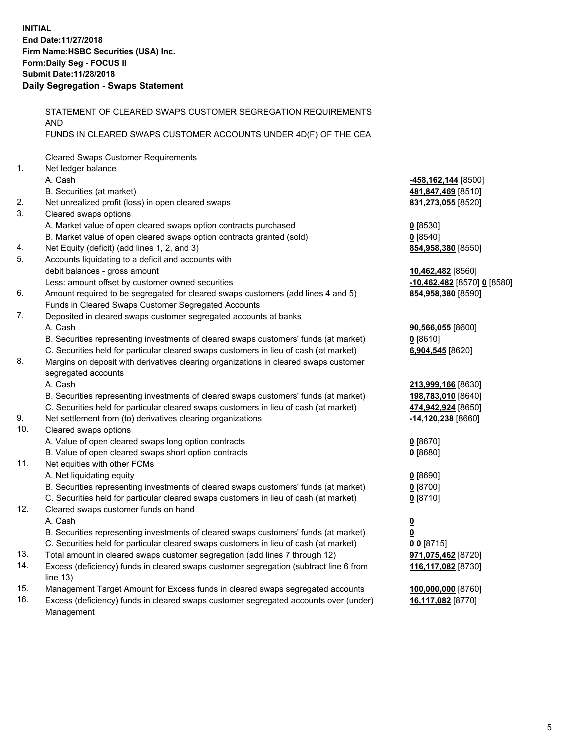**INITIAL**
**End Date:11/27/2018**
**Firm Name:HSBC Securities (USA) Inc.**
**Form:Daily Seg - FOCUS II**
**Submit Date:11/28/2018**
**Daily Segregation - Swaps Statement**

STATEMENT OF CLEARED SWAPS CUSTOMER SEGREGATION REQUIREMENTS AND FUNDS IN CLEARED SWAPS CUSTOMER ACCOUNTS UNDER 4D(F) OF THE CEA

| | | |
|---|---|---|
| | Cleared Swaps Customer Requirements | |
| 1. | Net ledger balance | |
| | A. Cash | **-458,162,144** [8500] |
| | B. Securities (at market) | **481,847,469** [8510] |
| 2. | Net unrealized profit (loss) in open cleared swaps | **831,273,055** [8520] |
| 3. | Cleared swaps options | |
| | A. Market value of open cleared swaps option contracts purchased | **0** [8530] |
| | B. Market value of open cleared swaps option contracts granted (sold) | **0** [8540] |
| 4. | Net Equity (deficit) (add lines 1, 2, and 3) | **854,958,380** [8550] |
| 5. | Accounts liquidating to a deficit and accounts with debit balances - gross amount | **10,462,482** [8560] |
| | Less: amount offset by customer owned securities | **-10,462,482** [8570] **0** [8580] |
| 6. | Amount required to be segregated for cleared swaps customers (add lines 4 and 5) | **854,958,380** [8590] |
| | Funds in Cleared Swaps Customer Segregated Accounts | |
| 7. | Deposited in cleared swaps customer segregated accounts at banks | |
| | A. Cash | **90,566,055** [8600] |
| | B. Securities representing investments of cleared swaps customers' funds (at market) | **0** [8610] |
| | C. Securities held for particular cleared swaps customers in lieu of cash (at market) | **6,904,545** [8620] |
| 8. | Margins on deposit with derivatives clearing organizations in cleared swaps customer segregated accounts | |
| | A. Cash | **213,999,166** [8630] |
| | B. Securities representing investments of cleared swaps customers' funds (at market) | **198,783,010** [8640] |
| | C. Securities held for particular cleared swaps customers in lieu of cash (at market) | **474,942,924** [8650] |
| 9. | Net settlement from (to) derivatives clearing organizations | **-14,120,238** [8660] |
| 10. | Cleared swaps options | |
| | A. Value of open cleared swaps long option contracts | **0** [8670] |
| | B. Value of open cleared swaps short option contracts | **0** [8680] |
| 11. | Net equities with other FCMs | |
| | A. Net liquidating equity | **0** [8690] |
| | B. Securities representing investments of cleared swaps customers' funds (at market) | **0** [8700] |
| | C. Securities held for particular cleared swaps customers in lieu of cash (at market) | **0** [8710] |
| 12. | Cleared swaps customer funds on hand | |
| | A. Cash | **0** |
| | B. Securities representing investments of cleared swaps customers' funds (at market) | **0** |
| | C. Securities held for particular cleared swaps customers in lieu of cash (at market) | **0** **0** [8715] |
| 13. | Total amount in cleared swaps customer segregation (add lines 7 through 12) | **971,075,462** [8720] |
| 14. | Excess (deficiency) funds in cleared swaps customer segregation (subtract line 6 from line 13) | **116,117,082** [8730] |
| 15. | Management Target Amount for Excess funds in cleared swaps segregated accounts | **100,000,000** [8760] |
| 16. | Excess (deficiency) funds in cleared swaps customer segregated accounts over (under) Management | **16,117,082** [8770] |